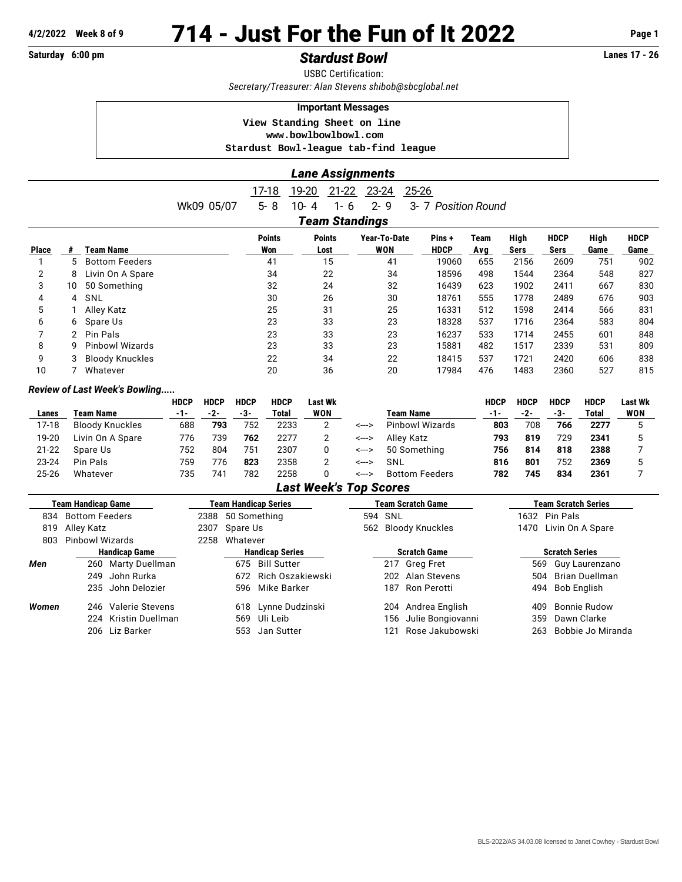**4/2/2022 Week 8 of 9**

# 714 - Just For the Fun of It 2022

**Saturday 6:00 pm** — ***Stardust Bowl*** — **Lanes 17 - 26**

USBC Certification:

*Secretary/Treasurer: Alan Stevens shibob@sbcglobal.net*

**Important Messages**

```
View Standing Sheet on line
www.bowlbowlbowl.com
Stardust Bowl-league tab-find league
```

## *Lane Assignments*

| | 17-18 | 19-20 | 21-22 | 23-24 | 25-26 | |
|---|---|---|---|---|---|---|
| Wk09 05/07 | 5- 8 | 10- 4 | 1- 6 | 2- 9 | 3- 7 | *Position Round* |

## *Team Standings*

| Place | # | Team Name | Points Won | Points Lost | Year-To-Date WON | Pins + HDCP | Team Avg | High Sers | HDCP Sers | High Game | HDCP Game |
|---|---|---|---|---|---|---|---|---|---|---|---|
| 1 | 5 | Bottom Feeders | 41 | 15 | 41 | 19060 | 655 | 2156 | 2609 | 751 | 902 |
| 2 | 8 | Livin On A Spare | 34 | 22 | 34 | 18596 | 498 | 1544 | 2364 | 548 | 827 |
| 3 | 10 | 50 Something | 32 | 24 | 32 | 16439 | 623 | 1902 | 2411 | 667 | 830 |
| 4 | 4 | SNL | 30 | 26 | 30 | 18761 | 555 | 1778 | 2489 | 676 | 903 |
| 5 | 1 | Alley Katz | 25 | 31 | 25 | 16331 | 512 | 1598 | 2414 | 566 | 831 |
| 6 | 6 | Spare Us | 23 | 33 | 23 | 18328 | 537 | 1716 | 2364 | 583 | 804 |
| 7 | 2 | Pin Pals | 23 | 33 | 23 | 16237 | 533 | 1714 | 2455 | 601 | 848 |
| 8 | 9 | Pinbowl Wizards | 23 | 33 | 23 | 15881 | 482 | 1517 | 2339 | 531 | 809 |
| 9 | 3 | Bloody Knuckles | 22 | 34 | 22 | 18415 | 537 | 1721 | 2420 | 606 | 838 |
| 10 | 7 | Whatever | 20 | 36 | 20 | 17984 | 476 | 1483 | 2360 | 527 | 815 |

### *Review of Last Week's Bowling.....*

| Lanes | Team Name | HDCP -1- | HDCP -2- | HDCP -3- | HDCP Total | Last Wk WON | | Team Name | HDCP -1- | HDCP -2- | HDCP -3- | HDCP Total | Last Wk WON |
|---|---|---|---|---|---|---|---|---|---|---|---|---|---|
| 17-18 | Bloody Knuckles | 688 | **793** | 752 | 2233 | 2 | <---> | Pinbowl Wizards | **803** | 708 | **766** | **2277** | 5 |
| 19-20 | Livin On A Spare | 776 | 739 | **762** | 2277 | 2 | <---> | Alley Katz | **793** | **819** | 729 | **2341** | 5 |
| 21-22 | Spare Us | 752 | 804 | 751 | 2307 | 0 | <---> | 50 Something | **756** | **814** | **818** | **2388** | 7 |
| 23-24 | Pin Pals | 759 | 776 | **823** | 2358 | 2 | <---> | SNL | **816** | **801** | 752 | **2369** | 5 |
| 25-26 | Whatever | 735 | 741 | 782 | 2258 | 0 | <---> | Bottom Feeders | **782** | **745** | **834** | **2361** | 7 |

## *Last Week's Top Scores*

| Team Handicap Game | Team Handicap Series | Team Scratch Game | Team Scratch Series |
|---|---|---|---|
| 834 Bottom Feeders | 2388 50 Something | 594 SNL | 1632 Pin Pals |
| 819 Alley Katz | 2307 Spare Us | 562 Bloody Knuckles | 1470 Livin On A Spare |
| 803 Pinbowl Wizards | 2258 Whatever | | |

| | Handicap Game | Handicap Series | Scratch Game | Scratch Series |
|---|---|---|---|---|
| ***Men*** | 260 Marty Duellman | 675 Bill Sutter | 217 Greg Fret | 569 Guy Laurenzano |
| | 249 John Rurka | 672 Rich Oszakiewski | 202 Alan Stevens | 504 Brian Duellman |
| | 235 John Delozier | 596 Mike Barker | 187 Ron Perotti | 494 Bob English |
| ***Women*** | 246 Valerie Stevens | 618 Lynne Dudzinski | 204 Andrea English | 409 Bonnie Rudow |
| | 224 Kristin Duellman | 569 Uli Leib | 156 Julie Bongiovanni | 359 Dawn Clarke |
| | 206 Liz Barker | 553 Jan Sutter | 121 Rose Jakubowski | 263 Bobbie Jo Miranda |

BLS-2022/AS 34.03.08 licensed to Janet Cowhey - Stardust Bowl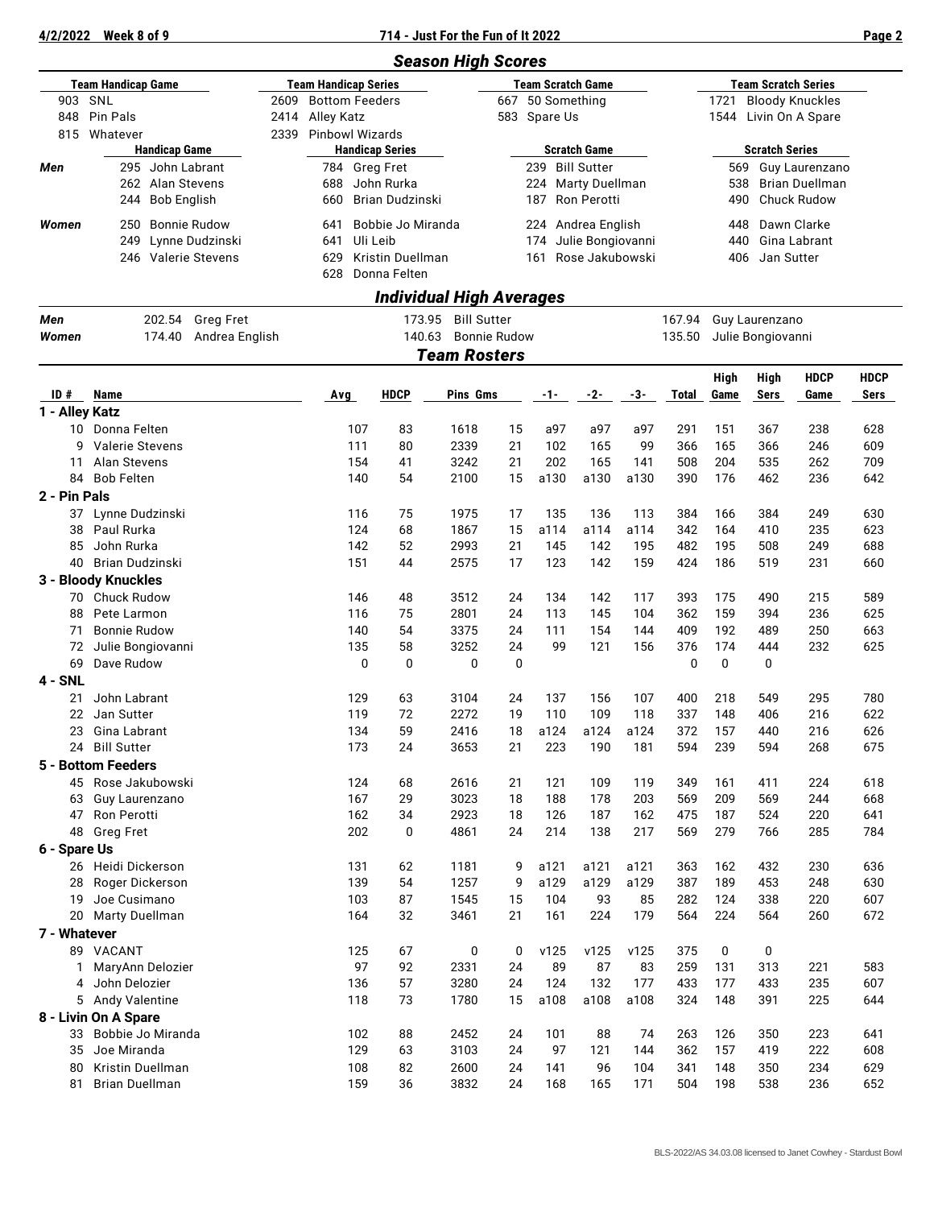## Season High Scores

| | Team Handicap Game | | Team Handicap Series | | Team Scratch Game | | Team Scratch Series |
|---|---|---|---|---|---|---|---|
| 903 | SNL | 2609 | Bottom Feeders | 667 | 50 Something | 1721 | Bloody Knuckles |
| 848 | Pin Pals | 2414 | Alley Katz | 583 | Spare Us | 1544 | Livin On A Spare |
| 815 | Whatever | 2339 | Pinbowl Wizards | | | | |

| | Handicap Game | Handicap Series | Scratch Game | Scratch Series |
|---|---|---|---|---|
| **Men** | 295 John Labrant | 784 Greg Fret | 239 Bill Sutter | 569 Guy Laurenzano |
| | 262 Alan Stevens | 688 John Rurka | 224 Marty Duellman | 538 Brian Duellman |
| | 244 Bob English | 660 Brian Dudzinski | 187 Ron Perotti | 490 Chuck Rudow |
| **Women** | 250 Bonnie Rudow | 641 Bobbie Jo Miranda | 224 Andrea English | 448 Dawn Clarke |
| | 249 Lynne Dudzinski | 641 Uli Leib | 174 Julie Bongiovanni | 440 Gina Labrant |
| | 246 Valerie Stevens | 629 Kristin Duellman | 161 Rose Jakubowski | 406 Jan Sutter |
| | | 628 Donna Felten | | |

## Individual High Averages

| | | | |
|---|---|---|---|
| **Men** | 202.54 Greg Fret | 173.95 Bill Sutter | 167.94 Guy Laurenzano |
| **Women** | 174.40 Andrea English | 140.63 Bonnie Rudow | 135.50 Julie Bongiovanni |

## Team Rosters

| ID # | Name | Avg | HDCP | Pins | Gms | -1- | -2- | -3- | Total | High Game | High Sers | HDCP Game | HDCP Sers |
|---|---|---|---|---|---|---|---|---|---|---|---|---|---|
| **1 - Alley Katz** | | | | | | | | | | | | | |
| 10 | Donna Felten | 107 | 83 | 1618 | 15 | a97 | a97 | a97 | 291 | 151 | 367 | 238 | 628 |
| 9 | Valerie Stevens | 111 | 80 | 2339 | 21 | 102 | 165 | 99 | 366 | 165 | 366 | 246 | 609 |
| 11 | Alan Stevens | 154 | 41 | 3242 | 21 | 202 | 165 | 141 | 508 | 204 | 535 | 262 | 709 |
| 84 | Bob Felten | 140 | 54 | 2100 | 15 | a130 | a130 | a130 | 390 | 176 | 462 | 236 | 642 |
| **2 - Pin Pals** | | | | | | | | | | | | | |
| 37 | Lynne Dudzinski | 116 | 75 | 1975 | 17 | 135 | 136 | 113 | 384 | 166 | 384 | 249 | 630 |
| 38 | Paul Rurka | 124 | 68 | 1867 | 15 | a114 | a114 | a114 | 342 | 164 | 410 | 235 | 623 |
| 85 | John Rurka | 142 | 52 | 2993 | 21 | 145 | 142 | 195 | 482 | 195 | 508 | 249 | 688 |
| 40 | Brian Dudzinski | 151 | 44 | 2575 | 17 | 123 | 142 | 159 | 424 | 186 | 519 | 231 | 660 |
| **3 - Bloody Knuckles** | | | | | | | | | | | | | |
| 70 | Chuck Rudow | 146 | 48 | 3512 | 24 | 134 | 142 | 117 | 393 | 175 | 490 | 215 | 589 |
| 88 | Pete Larmon | 116 | 75 | 2801 | 24 | 113 | 145 | 104 | 362 | 159 | 394 | 236 | 625 |
| 71 | Bonnie Rudow | 140 | 54 | 3375 | 24 | 111 | 154 | 144 | 409 | 192 | 489 | 250 | 663 |
| 72 | Julie Bongiovanni | 135 | 58 | 3252 | 24 | 99 | 121 | 156 | 376 | 174 | 444 | 232 | 625 |
| 69 | Dave Rudow | 0 | 0 | 0 | 0 | | | | 0 | 0 | 0 | | |
| **4 - SNL** | | | | | | | | | | | | | |
| 21 | John Labrant | 129 | 63 | 3104 | 24 | 137 | 156 | 107 | 400 | 218 | 549 | 295 | 780 |
| 22 | Jan Sutter | 119 | 72 | 2272 | 19 | 110 | 109 | 118 | 337 | 148 | 406 | 216 | 622 |
| 23 | Gina Labrant | 134 | 59 | 2416 | 18 | a124 | a124 | a124 | 372 | 157 | 440 | 216 | 626 |
| 24 | Bill Sutter | 173 | 24 | 3653 | 21 | 223 | 190 | 181 | 594 | 239 | 594 | 268 | 675 |
| **5 - Bottom Feeders** | | | | | | | | | | | | | |
| 45 | Rose Jakubowski | 124 | 68 | 2616 | 21 | 121 | 109 | 119 | 349 | 161 | 411 | 224 | 618 |
| 63 | Guy Laurenzano | 167 | 29 | 3023 | 18 | 188 | 178 | 203 | 569 | 209 | 569 | 244 | 668 |
| 47 | Ron Perotti | 162 | 34 | 2923 | 18 | 126 | 187 | 162 | 475 | 187 | 524 | 220 | 641 |
| 48 | Greg Fret | 202 | 0 | 4861 | 24 | 214 | 138 | 217 | 569 | 279 | 766 | 285 | 784 |
| **6 - Spare Us** | | | | | | | | | | | | | |
| 26 | Heidi Dickerson | 131 | 62 | 1181 | 9 | a121 | a121 | a121 | 363 | 162 | 432 | 230 | 636 |
| 28 | Roger Dickerson | 139 | 54 | 1257 | 9 | a129 | a129 | a129 | 387 | 189 | 453 | 248 | 630 |
| 19 | Joe Cusimano | 103 | 87 | 1545 | 15 | 104 | 93 | 85 | 282 | 124 | 338 | 220 | 607 |
| 20 | Marty Duellman | 164 | 32 | 3461 | 21 | 161 | 224 | 179 | 564 | 224 | 564 | 260 | 672 |
| **7 - Whatever** | | | | | | | | | | | | | |
| 89 | VACANT | 125 | 67 | 0 | 0 | v125 | v125 | v125 | 375 | 0 | 0 | | |
| 1 | MaryAnn Delozier | 97 | 92 | 2331 | 24 | 89 | 87 | 83 | 259 | 131 | 313 | 221 | 583 |
| 4 | John Delozier | 136 | 57 | 3280 | 24 | 124 | 132 | 177 | 433 | 177 | 433 | 235 | 607 |
| 5 | Andy Valentine | 118 | 73 | 1780 | 15 | a108 | a108 | a108 | 324 | 148 | 391 | 225 | 644 |
| **8 - Livin On A Spare** | | | | | | | | | | | | | |
| 33 | Bobbie Jo Miranda | 102 | 88 | 2452 | 24 | 101 | 88 | 74 | 263 | 126 | 350 | 223 | 641 |
| 35 | Joe Miranda | 129 | 63 | 3103 | 24 | 97 | 121 | 144 | 362 | 157 | 419 | 222 | 608 |
| 80 | Kristin Duellman | 108 | 82 | 2600 | 24 | 141 | 96 | 104 | 341 | 148 | 350 | 234 | 629 |
| 81 | Brian Duellman | 159 | 36 | 3832 | 24 | 168 | 165 | 171 | 504 | 198 | 538 | 236 | 652 |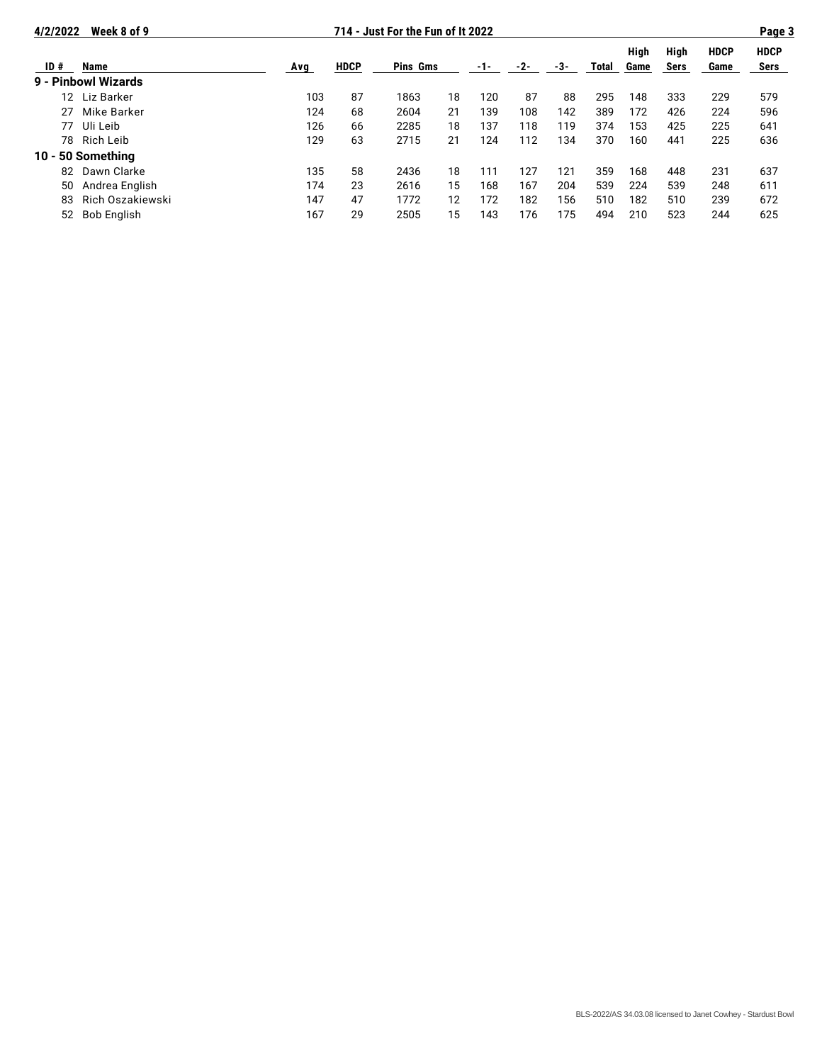| ID # | Name | Avg | HDCP | Pins | Gms | -1- | -2- | -3- | Total | High Game | High Sers | HDCP Game | HDCP Sers |
|---|---|---|---|---|---|---|---|---|---|---|---|---|---|
| **9 - Pinbowl Wizards** | | | | | | | | | | | | | |
| 12 | Liz Barker | 103 | 87 | 1863 | 18 | 120 | 87 | 88 | 295 | 148 | 333 | 229 | 579 |
| 27 | Mike Barker | 124 | 68 | 2604 | 21 | 139 | 108 | 142 | 389 | 172 | 426 | 224 | 596 |
| 77 | Uli Leib | 126 | 66 | 2285 | 18 | 137 | 118 | 119 | 374 | 153 | 425 | 225 | 641 |
| 78 | Rich Leib | 129 | 63 | 2715 | 21 | 124 | 112 | 134 | 370 | 160 | 441 | 225 | 636 |
| **10 - 50 Something** | | | | | | | | | | | | | |
| 82 | Dawn Clarke | 135 | 58 | 2436 | 18 | 111 | 127 | 121 | 359 | 168 | 448 | 231 | 637 |
| 50 | Andrea English | 174 | 23 | 2616 | 15 | 168 | 167 | 204 | 539 | 224 | 539 | 248 | 611 |
| 83 | Rich Oszakiewski | 147 | 47 | 1772 | 12 | 172 | 182 | 156 | 510 | 182 | 510 | 239 | 672 |
| 52 | Bob English | 167 | 29 | 2505 | 15 | 143 | 176 | 175 | 494 | 210 | 523 | 244 | 625 |